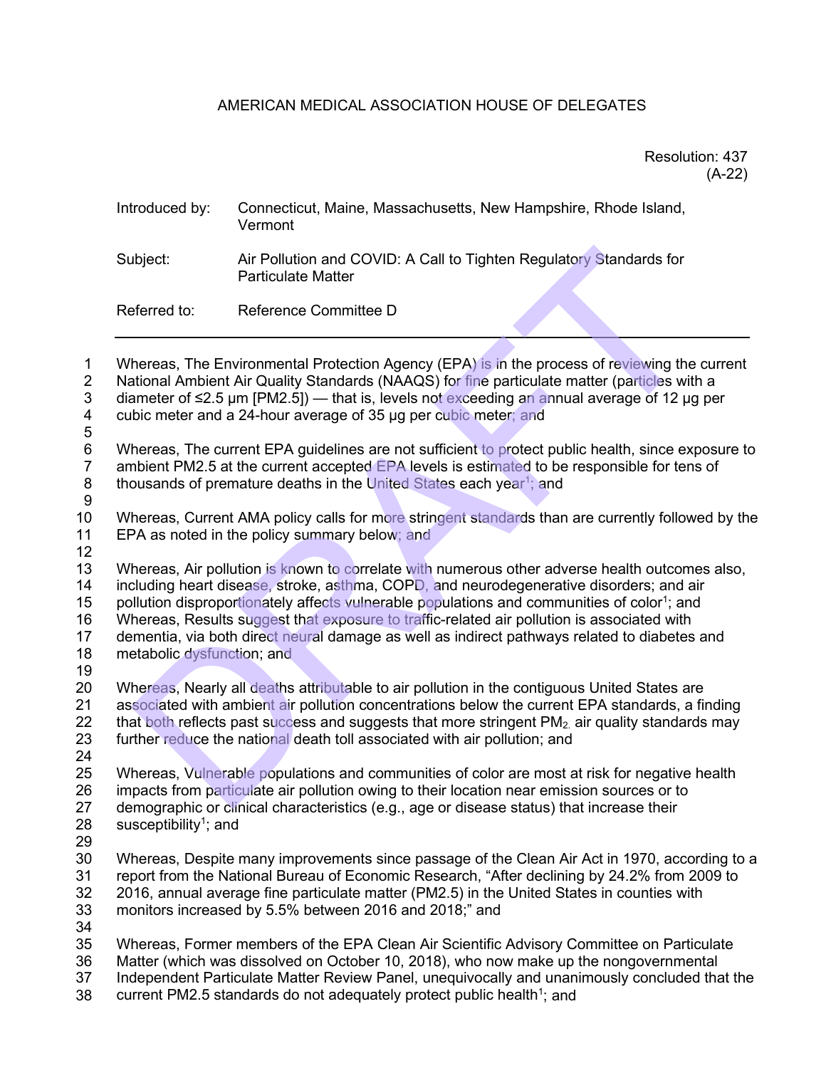AMERICAN MEDICAL ASSOCIATION HOUSE OF DELEGATES

Resolution: 437
(A-22)

Introduced by: Connecticut, Maine, Massachusetts, New Hampshire, Rhode Island, Vermont

Subject: Air Pollution and COVID: A Call to Tighten Regulatory Standards for Particulate Matter

Referred to: Reference Committee D

---

Whereas, The Environmental Protection Agency (EPA) is in the process of reviewing the current National Ambient Air Quality Standards (NAAQS) for fine particulate matter (particles with a diameter of ≤2.5 μm [PM2.5]) — that is, levels not exceeding an annual average of 12 μg per cubic meter and a 24-hour average of 35 μg per cubic meter; and

Whereas, The current EPA guidelines are not sufficient to protect public health, since exposure to ambient PM2.5 at the current accepted EPA levels is estimated to be responsible for tens of thousands of premature deaths in the United States each year[1]; and

Whereas, Current AMA policy calls for more stringent standards than are currently followed by the EPA as noted in the policy summary below; and

Whereas, Air pollution is known to correlate with numerous other adverse health outcomes also, including heart disease, stroke, asthma, COPD, and neurodegenerative disorders; and air pollution disproportionately affects vulnerable populations and communities of color[1]; and
Whereas, Results suggest that exposure to traffic-related air pollution is associated with dementia, via both direct neural damage as well as indirect pathways related to diabetes and metabolic dysfunction; and

Whereas, Nearly all deaths attributable to air pollution in the contiguous United States are associated with ambient air pollution concentrations below the current EPA standards, a finding that both reflects past success and suggests that more stringent $PM_{2.}$ air quality standards may further reduce the national death toll associated with air pollution; and

Whereas, Vulnerable populations and communities of color are most at risk for negative health impacts from particulate air pollution owing to their location near emission sources or to demographic or clinical characteristics (e.g., age or disease status) that increase their susceptibility[1]; and

Whereas, Despite many improvements since passage of the Clean Air Act in 1970, according to a report from the National Bureau of Economic Research, "After declining by 24.2% from 2009 to 2016, annual average fine particulate matter (PM2.5) in the United States in counties with monitors increased by 5.5% between 2016 and 2018;" and

Whereas, Former members of the EPA Clean Air Scientific Advisory Committee on Particulate Matter (which was dissolved on October 10, 2018), who now make up the nongovernmental Independent Particulate Matter Review Panel, unequivocally and unanimously concluded that the current PM2.5 standards do not adequately protect public health[1]; and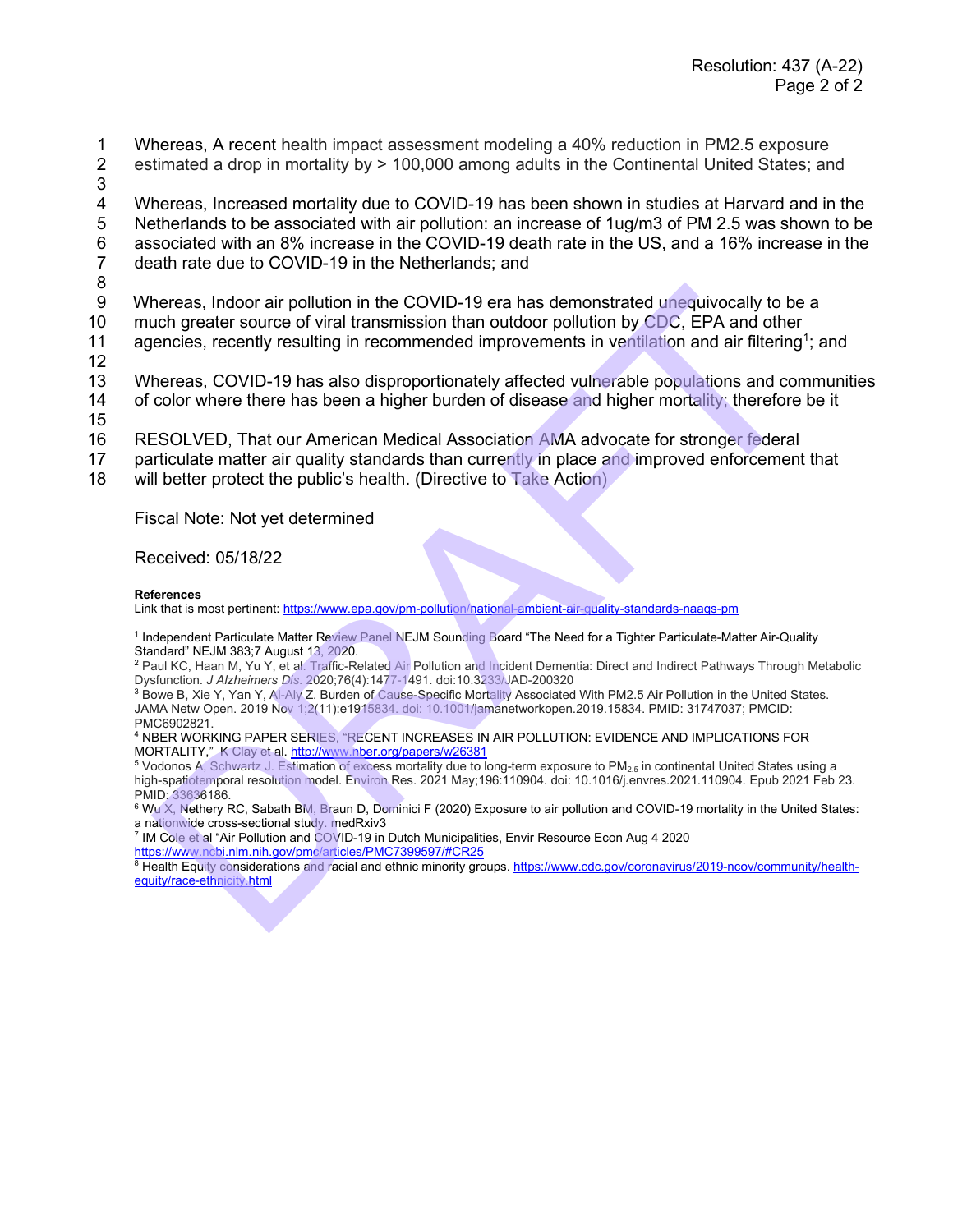Whereas, A recent health impact assessment modeling a 40% reduction in PM2.5 exposure estimated a drop in mortality by > 100,000 among adults in the Continental United States; and

Whereas, Increased mortality due to COVID-19 has been shown in studies at Harvard and in the Netherlands to be associated with air pollution: an increase of 1ug/m3 of PM 2.5 was shown to be associated with an 8% increase in the COVID-19 death rate in the US, and a 16% increase in the death rate due to COVID-19 in the Netherlands; and

Whereas, Indoor air pollution in the COVID-19 era has demonstrated unequivocally to be a much greater source of viral transmission than outdoor pollution by CDC, EPA and other agencies, recently resulting in recommended improvements in ventilation and air filtering[1]; and

Whereas, COVID-19 has also disproportionately affected vulnerable populations and communities of color where there has been a higher burden of disease and higher mortality; therefore be it

RESOLVED, That our American Medical Association AMA advocate for stronger federal particulate matter air quality standards than currently in place and improved enforcement that will better protect the public's health. (Directive to Take Action)

Fiscal Note: Not yet determined

Received: 05/18/22

**References**

Link that is most pertinent: https://www.epa.gov/pm-pollution/national-ambient-air-quality-standards-naaqs-pm

[1] Independent Particulate Matter Review Panel NEJM Sounding Board "The Need for a Tighter Particulate-Matter Air-Quality Standard" NEJM 383;7 August 13, 2020.

[2] Paul KC, Haan M, Yu Y, et al. Traffic-Related Air Pollution and Incident Dementia: Direct and Indirect Pathways Through Metabolic Dysfunction. *J Alzheimers Dis.* 2020;76(4):1477-1491. doi:10.3233/JAD-200320

[3] Bowe B, Xie Y, Yan Y, Al-Aly Z. Burden of Cause-Specific Mortality Associated With PM2.5 Air Pollution in the United States. JAMA Netw Open. 2019 Nov 1;2(11):e1915834. doi: 10.1001/jamanetworkopen.2019.15834. PMID: 31747037; PMCID: PMC6902821.

[4] NBER WORKING PAPER SERIES, "RECENT INCREASES IN AIR POLLUTION: EVIDENCE AND IMPLICATIONS FOR MORTALITY," K Clay et al. http://www.nber.org/papers/w26381

[5] Vodonos A, Schwartz J. Estimation of excess mortality due to long-term exposure to $PM_{2.5}$ in continental United States using a high-spatiotemporal resolution model. Environ Res. 2021 May;196:110904. doi: 10.1016/j.envres.2021.110904. Epub 2021 Feb 23. PMID: 33636186.

[6] Wu X, Nethery RC, Sabath BM, Braun D, Dominici F (2020) Exposure to air pollution and COVID-19 mortality in the United States: a nationwide cross-sectional study. medRxiv3

[7] IM Cole et al "Air Pollution and COVID-19 in Dutch Municipalities, Envir Resource Econ Aug 4 2020 https://www.ncbi.nlm.nih.gov/pmc/articles/PMC7399597/#CR25

[8] Health Equity considerations and racial and ethnic minority groups. https://www.cdc.gov/coronavirus/2019-ncov/community/health-equity/race-ethnicity.html